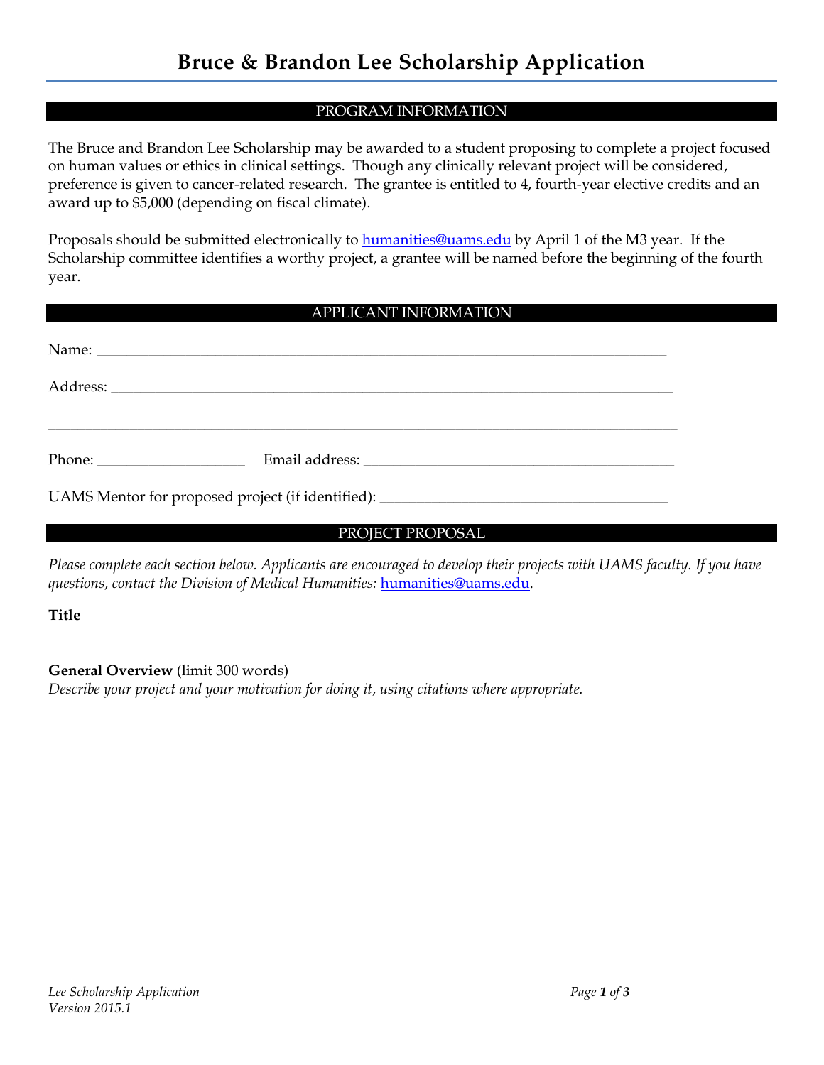# Bruce & Brandon Lee Scholarship Application

## PROGRAM INFORMATION

The Bruce and Brandon Lee Scholarship may be awarded to a student proposing to complete a project focused on human values or ethics in clinical settings. Though any clinically relevant project will be considered, preference is given to cancer-related research. The grantee is entitled to 4, fourth-year elective credits and an award up to $5,000 (depending on fiscal climate).

Proposals should be submitted electronically to humanities@uams.edu by April 1 of the M3 year. If the Scholarship committee identifies a worthy project, a grantee will be named before the beginning of the fourth year.

## APPLICANT INFORMATION

Name: ______________________________________________________________________________

Address: ____________________________________________________________________________

_____________________________________________________________________________________

Phone: ____________________ Email address: ___________________________________________

UAMS Mentor for proposed project (if identified): _____________________________________

## PROJECT PROPOSAL

*Please complete each section below. Applicants are encouraged to develop their projects with UAMS faculty. If you have questions, contact the Division of Medical Humanities:* humanities@uams.edu.

**Title**

**General Overview** (limit 300 words)

*Describe your project and your motivation for doing it, using citations where appropriate.*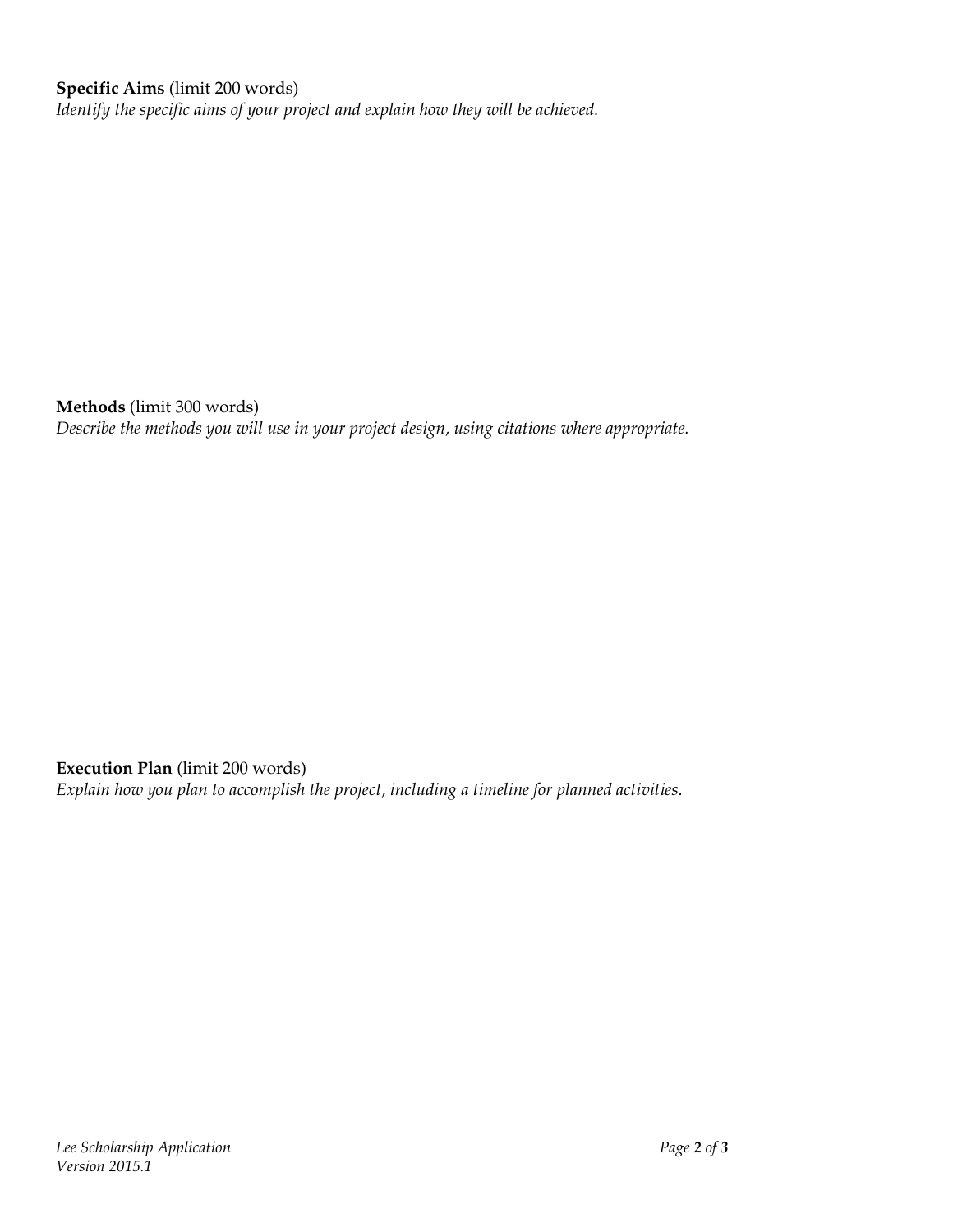**Specific Aims** (limit 200 words)
*Identify the specific aims of your project and explain how they will be achieved.*

**Methods** (limit 300 words)
*Describe the methods you will use in your project design, using citations where appropriate.*

**Execution Plan** (limit 200 words)
*Explain how you plan to accomplish the project, including a timeline for planned activities.*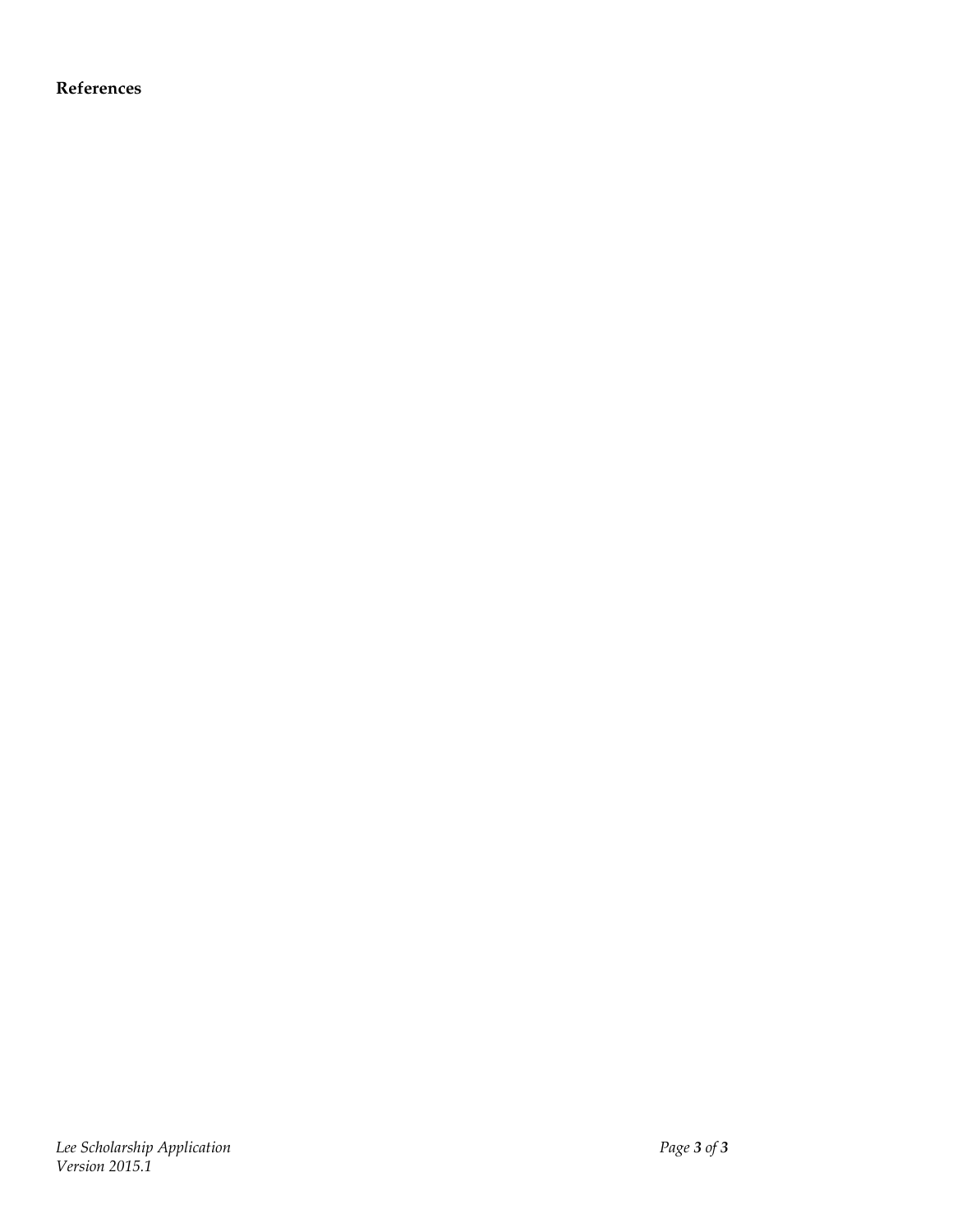**References**